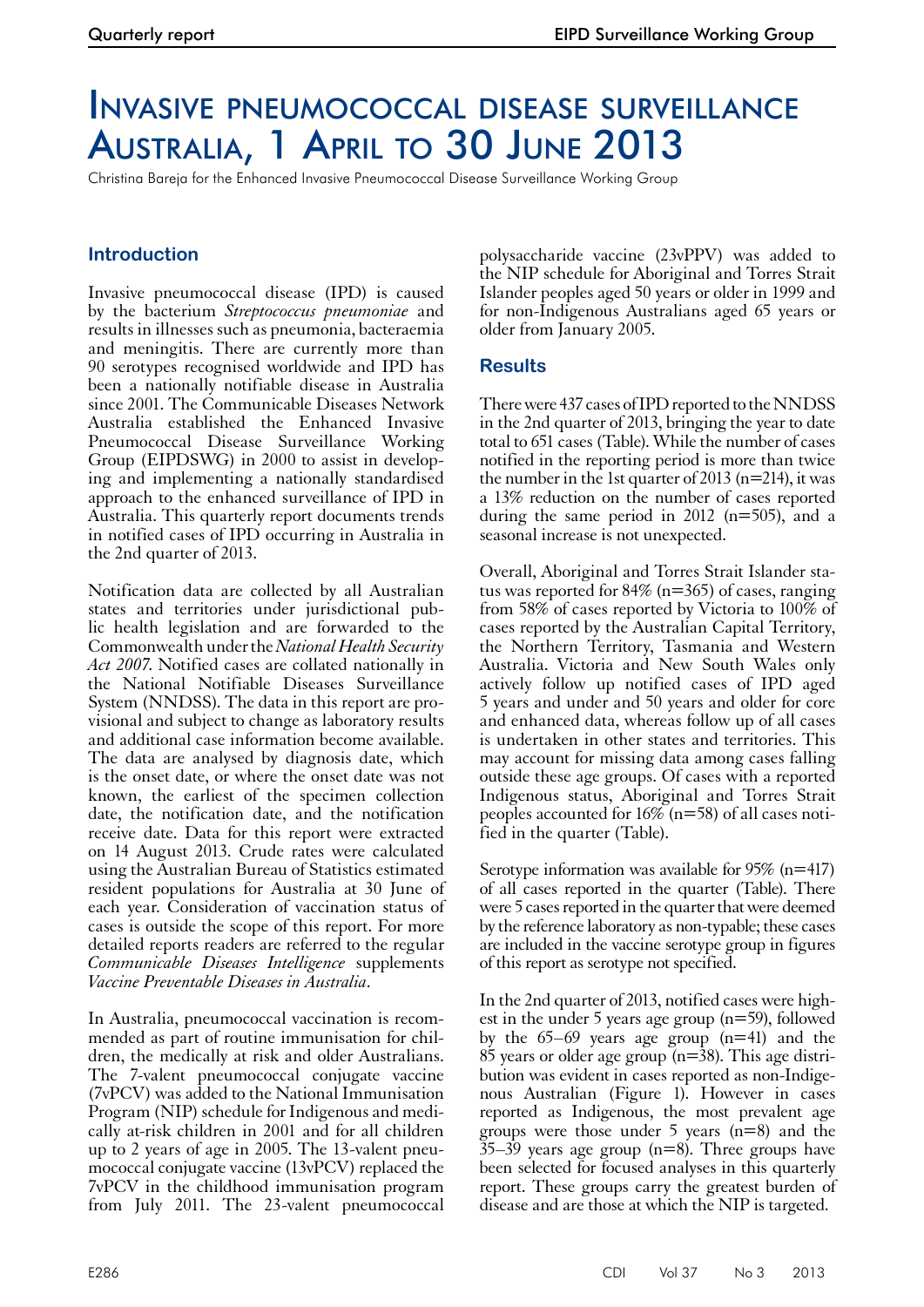# Invasive pneumococcal disease surveillance Australia, 1 April to 30 June 2013

Christina Bareja for the Enhanced Invasive Pneumococcal Disease Surveillance Working Group

## Introduction

Invasive pneumococcal disease (IPD) is caused by the bacterium *Streptococcus pneumoniae* and results in illnesses such as pneumonia, bacteraemia and meningitis. There are currently more than 90 serotypes recognised worldwide and IPD has been a nationally notifiable disease in Australia since 2001. The Communicable Diseases Network Australia established the Enhanced Invasive Pneumococcal Disease Surveillance Working Group (EIPDSWG) in 2000 to assist in developing and implementing a nationally standardised approach to the enhanced surveillance of IPD in Australia. This quarterly report documents trends in notified cases of IPD occurring in Australia in the 2nd quarter of 2013.

Notification data are collected by all Australian states and territories under jurisdictional public health legislation and are forwarded to the Commonwealth under the *National Health Security Act 2007*. Notified cases are collated nationally in the National Notifiable Diseases Surveillance System (NNDSS). The data in this report are provisional and subject to change as laboratory results and additional case information become available. The data are analysed by diagnosis date, which is the onset date, or where the onset date was not known, the earliest of the specimen collection date, the notification date, and the notification receive date. Data for this report were extracted on 14 August 2013. Crude rates were calculated using the Australian Bureau of Statistics estimated resident populations for Australia at 30 June of each year. Consideration of vaccination status of cases is outside the scope of this report. For more detailed reports readers are referred to the regular *Communicable Diseases Intelligence* supplements *Vaccine Preventable Diseases in Australia*.

In Australia, pneumococcal vaccination is recommended as part of routine immunisation for children, the medically at risk and older Australians. The 7-valent pneumococcal conjugate vaccine (7vPCV) was added to the National Immunisation Program (NIP) schedule for Indigenous and medically at-risk children in 2001 and for all children up to 2 years of age in 2005. The 13-valent pneumococcal conjugate vaccine (13vPCV) replaced the 7vPCV in the childhood immunisation program from July 2011. The 23-valent pneumococcal polysaccharide vaccine (23vPPV) was added to the NIP schedule for Aboriginal and Torres Strait Islander peoples aged 50 years or older in 1999 and for non-Indigenous Australians aged 65 years or older from January 2005.

## Results

There were 437 cases of IPD reported to the NNDSS in the 2nd quarter of 2013, bringing the year to date total to 651 cases (Table). While the number of cases notified in the reporting period is more than twice the number in the 1st quarter of 2013 (n=214), it was a 13% reduction on the number of cases reported during the same period in 2012 (n=505), and a seasonal increase is not unexpected.

Overall, Aboriginal and Torres Strait Islander status was reported for 84% (n=365) of cases, ranging from 58% of cases reported by Victoria to 100% of cases reported by the Australian Capital Territory, the Northern Territory, Tasmania and Western Australia. Victoria and New South Wales only actively follow up notified cases of IPD aged 5 years and under and 50 years and older for core and enhanced data, whereas follow up of all cases is undertaken in other states and territories. This may account for missing data among cases falling outside these age groups. Of cases with a reported Indigenous status, Aboriginal and Torres Strait peoples accounted for 16% (n=58) of all cases notified in the quarter (Table).

Serotype information was available for 95% (n=417) of all cases reported in the quarter (Table). There were 5 cases reported in the quarter that were deemed by the reference laboratory as non-typable; these cases are included in the vaccine serotype group in figures of this report as serotype not specified.

In the 2nd quarter of 2013, notified cases were highest in the under 5 years age group (n=59), followed by the 65–69 years age group (n=41) and the 85 years or older age group (n=38). This age distribution was evident in cases reported as non-Indigenous Australian (Figure 1). However in cases reported as Indigenous, the most prevalent age groups were those under 5 years (n=8) and the 35–39 years age group (n=8). Three groups have been selected for focused analyses in this quarterly report. These groups carry the greatest burden of disease and are those at which the NIP is targeted.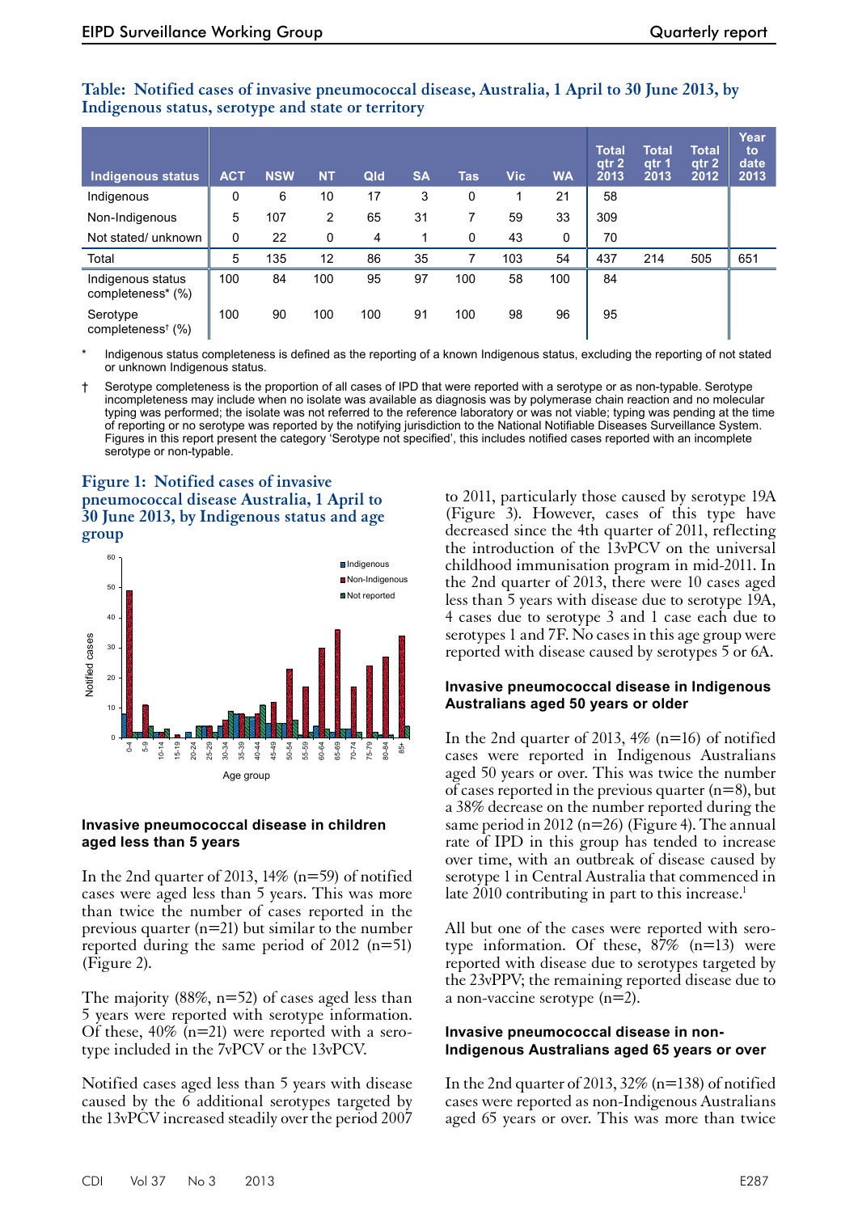**Table: Notified cases of invasive pneumococcal disease, Australia, 1 April to 30 June 2013, by Indigenous status, serotype and state or territory**

| Indigenous status | ACT | NSW | NT | Qld | SA | Tas | Vic | WA | Total qtr 2 2013 | Total qtr 1 2013 | Total qtr 2 2012 | Year to date 2013 |
|---|---|---|---|---|---|---|---|---|---|---|---|---|
| Indigenous | 0 | 6 | 10 | 17 | 3 | 0 | 1 | 21 | 58 | | | |
| Non-Indigenous | 5 | 107 | 2 | 65 | 31 | 7 | 59 | 33 | 309 | | | |
| Not stated/ unknown | 0 | 22 | 0 | 4 | 1 | 0 | 43 | 0 | 70 | | | |
| Total | 5 | 135 | 12 | 86 | 35 | 7 | 103 | 54 | 437 | 214 | 505 | 651 |
| Indigenous status completeness* (%) | 100 | 84 | 100 | 95 | 97 | 100 | 58 | 100 | 84 | | | |
| Serotype completeness† (%) | 100 | 90 | 100 | 100 | 91 | 100 | 98 | 96 | 95 | | | |

\* Indigenous status completeness is defined as the reporting of a known Indigenous status, excluding the reporting of not stated or unknown Indigenous status.

† Serotype completeness is the proportion of all cases of IPD that were reported with a serotype or as non-typable. Serotype incompleteness may include when no isolate was available as diagnosis was by polymerase chain reaction and no molecular typing was performed; the isolate was not referred to the reference laboratory or was not viable; typing was pending at the time of reporting or no serotype was reported by the notifying jurisdiction to the National Notifiable Diseases Surveillance System. Figures in this report present the category 'Serotype not specified', this includes notified cases reported with an incomplete serotype or non-typable.

**Figure 1: Notified cases of invasive pneumococcal disease Australia, 1 April to 30 June 2013, by Indigenous status and age group**

## Invasive pneumococcal disease in children aged less than 5 years

In the 2nd quarter of 2013, 14% (n=59) of notified cases were aged less than 5 years. This was more than twice the number of cases reported in the previous quarter (n=21) but similar to the number reported during the same period of 2012 (n=51) (Figure 2).

The majority (88%, n=52) of cases aged less than 5 years were reported with serotype information. Of these, 40% (n=21) were reported with a serotype included in the 7vPCV or the 13vPCV.

Notified cases aged less than 5 years with disease caused by the 6 additional serotypes targeted by the 13vPCV increased steadily over the period 2007 to 2011, particularly those caused by serotype 19A (Figure 3). However, cases of this type have decreased since the 4th quarter of 2011, reflecting the introduction of the 13vPCV on the universal childhood immunisation program in mid-2011. In the 2nd quarter of 2013, there were 10 cases aged less than 5 years with disease due to serotype 19A, 4 cases due to serotype 3 and 1 case each due to serotypes 1 and 7F. No cases in this age group were reported with disease caused by serotypes 5 or 6A.

## Invasive pneumococcal disease in Indigenous Australians aged 50 years or older

In the 2nd quarter of 2013, 4% (n=16) of notified cases were reported in Indigenous Australians aged 50 years or over. This was twice the number of cases reported in the previous quarter (n=8), but a 38% decrease on the number reported during the same period in 2012 (n=26) (Figure 4). The annual rate of IPD in this group has tended to increase over time, with an outbreak of disease caused by serotype 1 in Central Australia that commenced in late 2010 contributing in part to this increase.[1]

All but one of the cases were reported with serotype information. Of these, 87% (n=13) were reported with disease due to serotypes targeted by the 23vPPV; the remaining reported disease due to a non-vaccine serotype (n=2).

## Invasive pneumococcal disease in non-Indigenous Australians aged 65 years or over

In the 2nd quarter of 2013, 32% (n=138) of notified cases were reported as non-Indigenous Australians aged 65 years or over. This was more than twice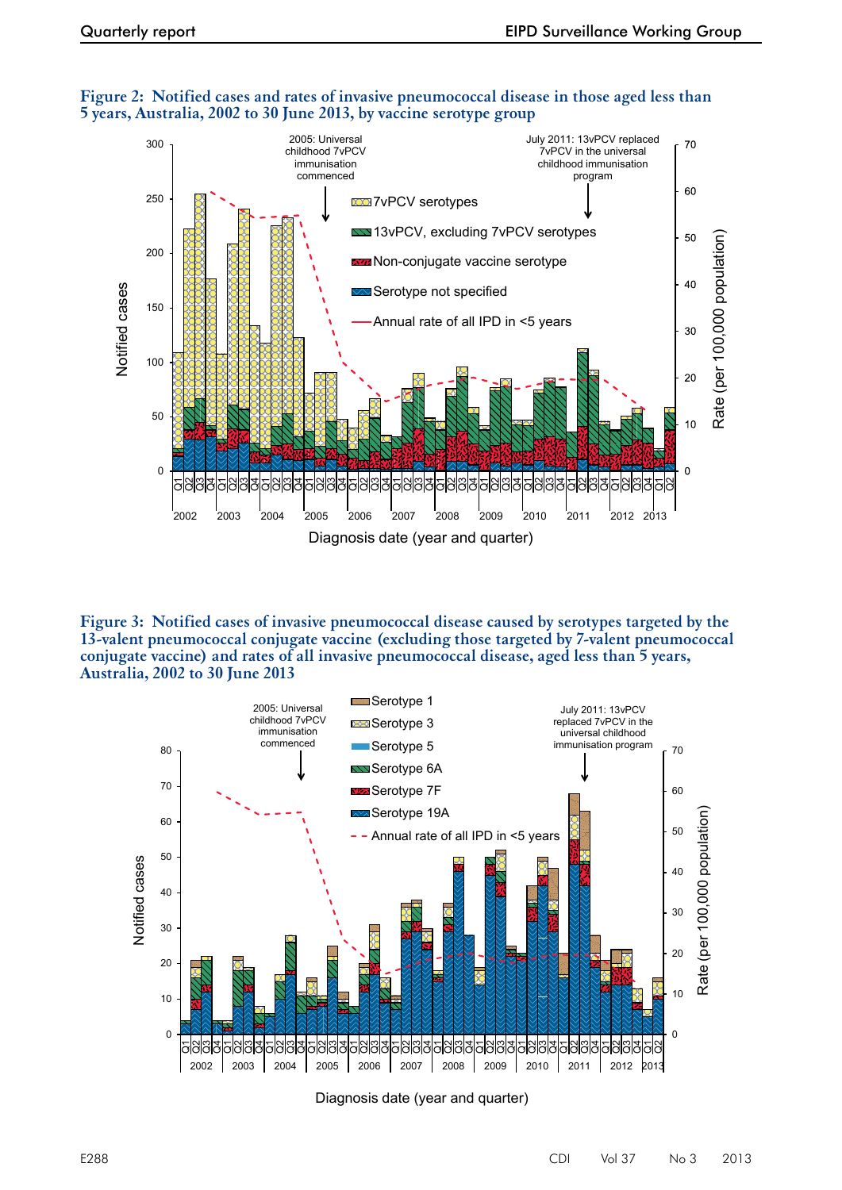**Figure 2: Notified cases and rates of invasive pneumococcal disease in those aged less than 5 years, Australia, 2002 to 30 June 2013, by vaccine serotype group**

**Figure 3: Notified cases of invasive pneumococcal disease caused by serotypes targeted by the 13-valent pneumococcal conjugate vaccine (excluding those targeted by 7-valent pneumococcal conjugate vaccine) and rates of all invasive pneumococcal disease, aged less than 5 years, Australia, 2002 to 30 June 2013**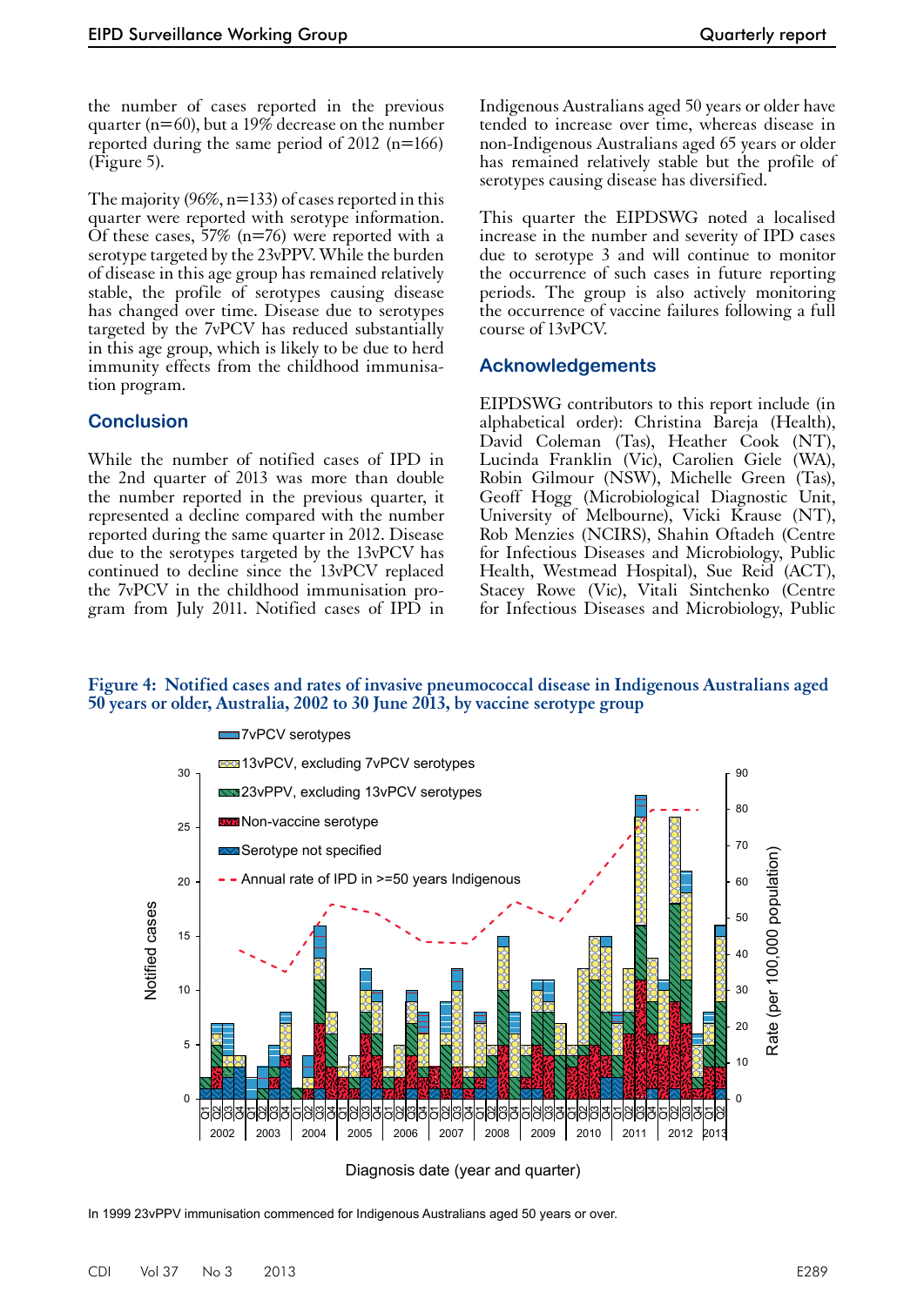the number of cases reported in the previous quarter (n=60), but a 19% decrease on the number reported during the same period of 2012 (n=166) (Figure 5).

The majority (96%, n=133) of cases reported in this quarter were reported with serotype information. Of these cases, 57% (n=76) were reported with a serotype targeted by the 23vPPV. While the burden of disease in this age group has remained relatively stable, the profile of serotypes causing disease has changed over time. Disease due to serotypes targeted by the 7vPCV has reduced substantially in this age group, which is likely to be due to herd immunity effects from the childhood immunisation program.

## Conclusion

While the number of notified cases of IPD in the 2nd quarter of 2013 was more than double the number reported in the previous quarter, it represented a decline compared with the number reported during the same quarter in 2012. Disease due to the serotypes targeted by the 13vPCV has continued to decline since the 13vPCV replaced the 7vPCV in the childhood immunisation program from July 2011. Notified cases of IPD in Indigenous Australians aged 50 years or older have tended to increase over time, whereas disease in non-Indigenous Australians aged 65 years or older has remained relatively stable but the profile of serotypes causing disease has diversified.

This quarter the EIPDSWG noted a localised increase in the number and severity of IPD cases due to serotype 3 and will continue to monitor the occurrence of such cases in future reporting periods. The group is also actively monitoring the occurrence of vaccine failures following a full course of 13vPCV.

## Acknowledgements

EIPDSWG contributors to this report include (in alphabetical order): Christina Bareja (Health), David Coleman (Tas), Heather Cook (NT), Lucinda Franklin (Vic), Carolien Giele (WA), Robin Gilmour (NSW), Michelle Green (Tas), Geoff Hogg (Microbiological Diagnostic Unit, University of Melbourne), Vicki Krause (NT), Rob Menzies (NCIRS), Shahin Oftadeh (Centre for Infectious Diseases and Microbiology, Public Health, Westmead Hospital), Sue Reid (ACT), Stacey Rowe (Vic), Vitali Sintchenko (Centre for Infectious Diseases and Microbiology, Public

**Figure 4: Notified cases and rates of invasive pneumococcal disease in Indigenous Australians aged 50 years or older, Australia, 2002 to 30 June 2013, by vaccine serotype group**

In 1999 23vPPV immunisation commenced for Indigenous Australians aged 50 years or over.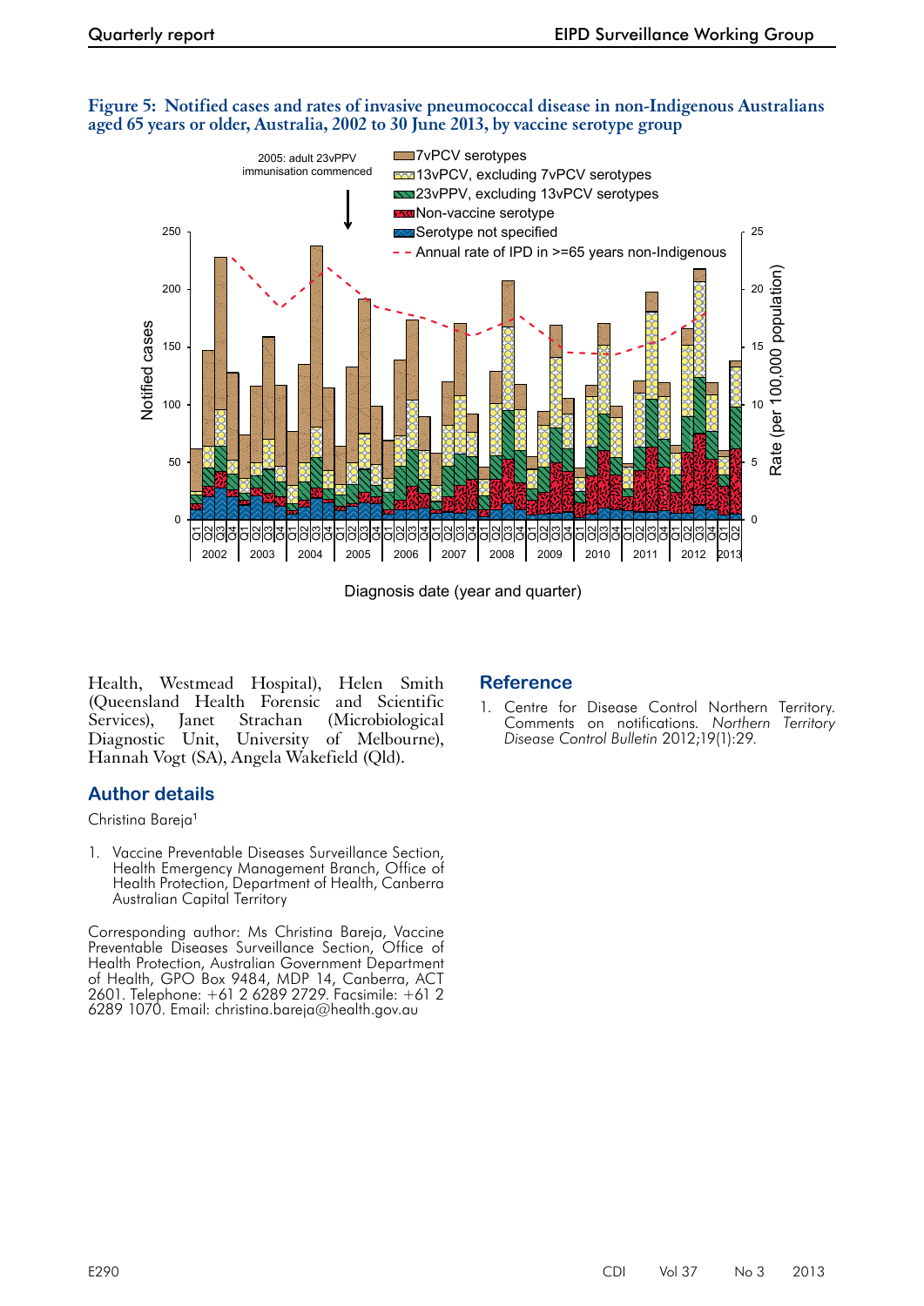**Figure 5: Notified cases and rates of invasive pneumococcal disease in non-Indigenous Australians aged 65 years or older, Australia, 2002 to 30 June 2013, by vaccine serotype group**

2005: adult 23vPPV immunisation commenced

7vPCV serotypes
13vPCV, excluding 7vPCV serotypes
23vPPV, excluding 13vPCV serotypes
Non-vaccine serotype
Serotype not specified
Annual rate of IPD in >=65 years non-Indigenous

Notified cases

Rate (per 100,000 population)

Diagnosis date (year and quarter)

Health, Westmead Hospital), Helen Smith (Queensland Health Forensic and Scientific Services), Janet Strachan (Microbiological Diagnostic Unit, University of Melbourne), Hannah Vogt (SA), Angela Wakefield (Qld).

## Author details

Christina Bareja[1]

1. Vaccine Preventable Diseases Surveillance Section, Health Emergency Management Branch, Office of Health Protection, Department of Health, Canberra Australian Capital Territory

Corresponding author: Ms Christina Bareja, Vaccine Preventable Diseases Surveillance Section, Office of Health Protection, Australian Government Department of Health, GPO Box 9484, MDP 14, Canberra, ACT 2601. Telephone: +61 2 6289 2729. Facsimile: +61 2 6289 1070. Email: christina.bareja@health.gov.au

## Reference

1. Centre for Disease Control Northern Territory. Comments on notifications. *Northern Territory Disease Control Bulletin* 2012;19(1):29.